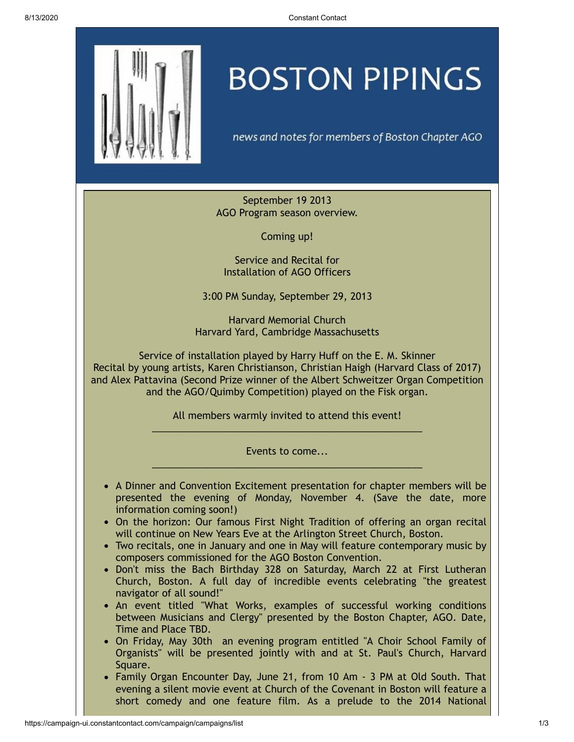# BOSTON PIPINGS

*news and notes for members of Boston Chapter AGO*

September 19 2013
AGO Program season overview.

Coming up!

Service and Recital for
Installation of AGO Officers

3:00 PM Sunday, September 29, 2013

Harvard Memorial Church
Harvard Yard, Cambridge Massachusetts

Service of installation played by Harry Huff on the E. M. Skinner
Recital by young artists, Karen Christianson, Christian Haigh (Harvard Class of 2017) and Alex Pattavina (Second Prize winner of the Albert Schweitzer Organ Competition and the AGO/Quimby Competition) played on the Fisk organ.

All members warmly invited to attend this event!

---

Events to come...

---

- A Dinner and Convention Excitement presentation for chapter members will be presented the evening of Monday, November 4. (Save the date, more information coming soon!)
- On the horizon: Our famous First Night Tradition of offering an organ recital will continue on New Years Eve at the Arlington Street Church, Boston.
- Two recitals, one in January and one in May will feature contemporary music by composers commissioned for the AGO Boston Convention.
- Don't miss the Bach Birthday 328 on Saturday, March 22 at First Lutheran Church, Boston. A full day of incredible events celebrating "the greatest navigator of all sound!"
- An event titled "What Works, examples of successful working conditions between Musicians and Clergy" presented by the Boston Chapter, AGO. Date, Time and Place TBD.
- On Friday, May 30th an evening program entitled "A Choir School Family of Organists" will be presented jointly with and at St. Paul's Church, Harvard Square.
- Family Organ Encounter Day, June 21, from 10 Am - 3 PM at Old South. That evening a silent movie event at Church of the Covenant in Boston will feature a short comedy and one feature film. As a prelude to the 2014 National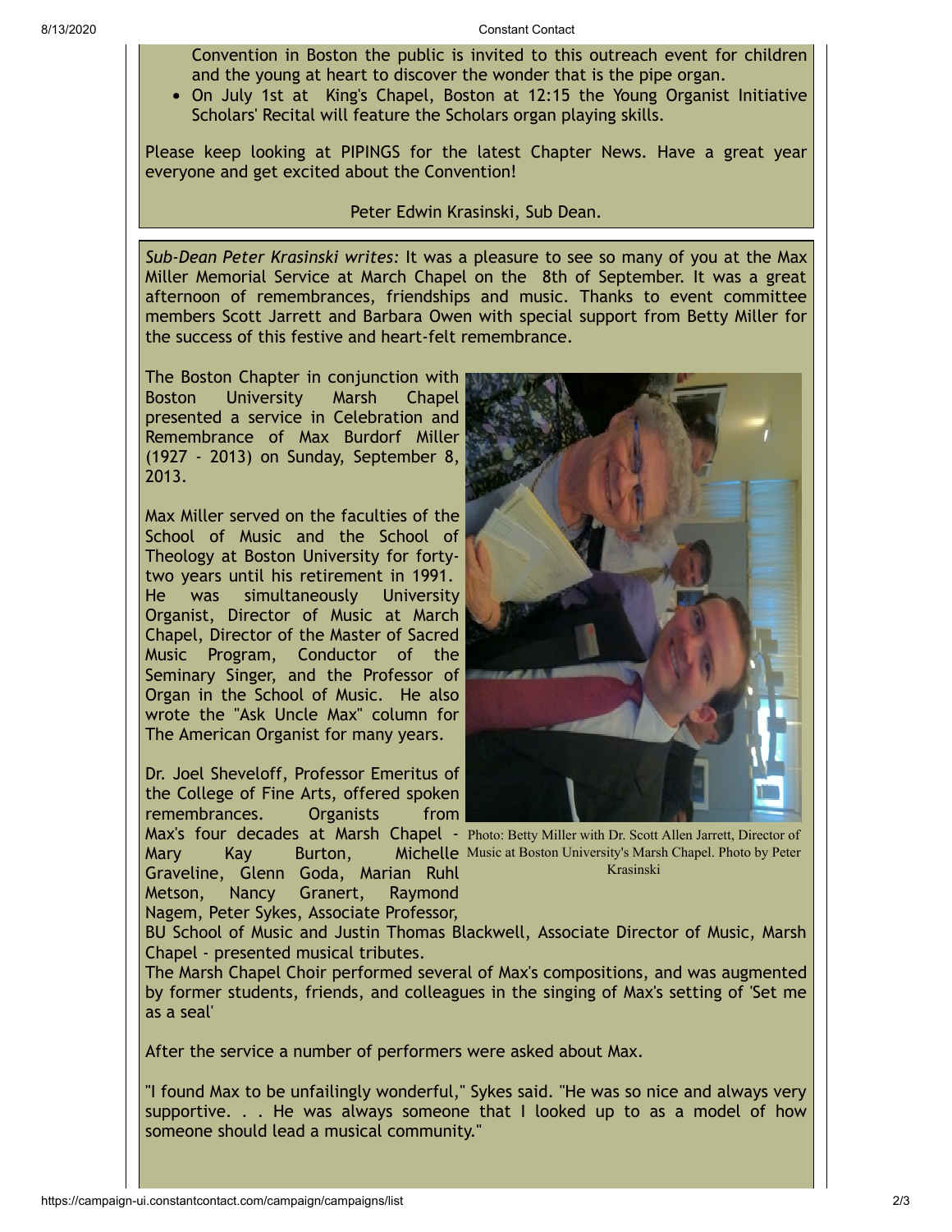Convention in Boston the public is invited to this outreach event for children and the young at heart to discover the wonder that is the pipe organ.

- On July 1st at King's Chapel, Boston at 12:15 the Young Organist Initiative Scholars' Recital will feature the Scholars organ playing skills.

Please keep looking at PIPINGS for the latest Chapter News. Have a great year everyone and get excited about the Convention!

Peter Edwin Krasinski, Sub Dean.

*Sub-Dean Peter Krasinski writes:* It was a pleasure to see so many of you at the Max Miller Memorial Service at March Chapel on the 8th of September. It was a great afternoon of remembrances, friendships and music. Thanks to event committee members Scott Jarrett and Barbara Owen with special support from Betty Miller for the success of this festive and heart-felt remembrance.

The Boston Chapter in conjunction with Boston University Marsh Chapel presented a service in Celebration and Remembrance of Max Burdorf Miller (1927 - 2013) on Sunday, September 8, 2013.

Max Miller served on the faculties of the School of Music and the School of Theology at Boston University for forty-two years until his retirement in 1991. He was simultaneously University Organist, Director of Music at March Chapel, Director of the Master of Sacred Music Program, Conductor of the Seminary Singer, and the Professor of Organ in the School of Music. He also wrote the "Ask Uncle Max" column for The American Organist for many years.

Photo: Betty Miller with Dr. Scott Allen Jarrett, Director of Music at Boston University's Marsh Chapel. Photo by Peter Krasinski

Dr. Joel Sheveloff, Professor Emeritus of the College of Fine Arts, offered spoken remembrances. Organists from Max's four decades at Marsh Chapel - Mary Kay Burton, Michelle Graveline, Glenn Goda, Marian Ruhl Metson, Nancy Granert, Raymond Nagem, Peter Sykes, Associate Professor, BU School of Music and Justin Thomas Blackwell, Associate Director of Music, Marsh Chapel - presented musical tributes.
The Marsh Chapel Choir performed several of Max's compositions, and was augmented by former students, friends, and colleagues in the singing of Max's setting of 'Set me as a seal'

After the service a number of performers were asked about Max.

"I found Max to be unfailingly wonderful," Sykes said. "He was so nice and always very supportive. . . He was always someone that I looked up to as a model of how someone should lead a musical community."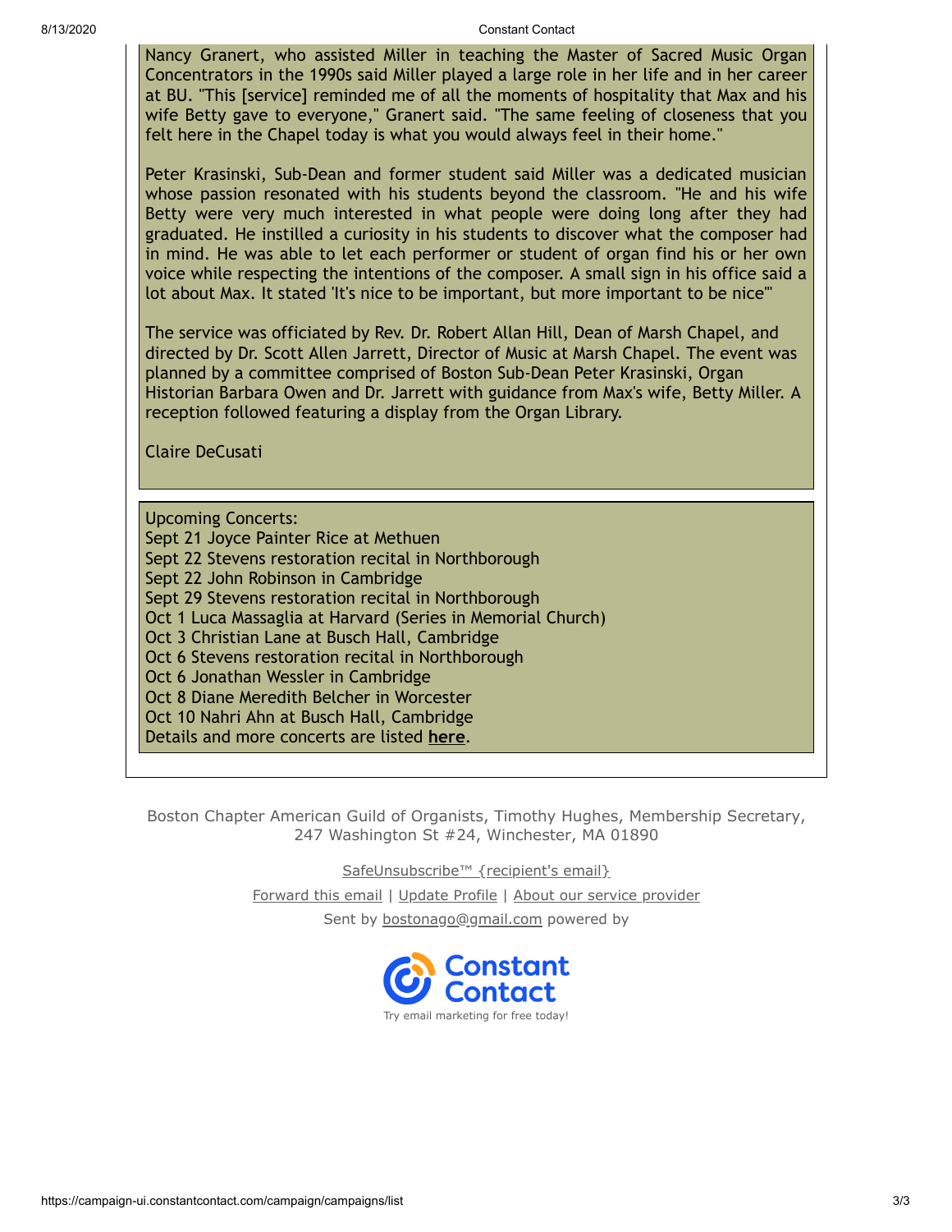Nancy Granert, who assisted Miller in teaching the Master of Sacred Music Organ Concentrators in the 1990s said Miller played a large role in her life and in her career at BU. "This [service] reminded me of all the moments of hospitality that Max and his wife Betty gave to everyone," Granert said. "The same feeling of closeness that you felt here in the Chapel today is what you would always feel in their home."

Peter Krasinski, Sub-Dean and former student said Miller was a dedicated musician whose passion resonated with his students beyond the classroom. "He and his wife Betty were very much interested in what people were doing long after they had graduated. He instilled a curiosity in his students to discover what the composer had in mind. He was able to let each performer or student of organ find his or her own voice while respecting the intentions of the composer. A small sign in his office said a lot about Max. It stated 'It's nice to be important, but more important to be nice'"

The service was officiated by Rev. Dr. Robert Allan Hill, Dean of Marsh Chapel, and directed by Dr. Scott Allen Jarrett, Director of Music at Marsh Chapel. The event was planned by a committee comprised of Boston Sub-Dean Peter Krasinski, Organ Historian Barbara Owen and Dr. Jarrett with guidance from Max's wife, Betty Miller. A reception followed featuring a display from the Organ Library.

Claire DeCusati

Upcoming Concerts:
Sept 21 Joyce Painter Rice at Methuen
Sept 22 Stevens restoration recital in Northborough
Sept 22 John Robinson in Cambridge
Sept 29 Stevens restoration recital in Northborough
Oct 1 Luca Massaglia at Harvard (Series in Memorial Church)
Oct 3 Christian Lane at Busch Hall, Cambridge
Oct 6 Stevens restoration recital in Northborough
Oct 6 Jonathan Wessler in Cambridge
Oct 8 Diane Meredith Belcher in Worcester
Oct 10 Nahri Ahn at Busch Hall, Cambridge
Details and more concerts are listed **here**.

Boston Chapter American Guild of Organists, Timothy Hughes, Membership Secretary, 247 Washington St #24, Winchester, MA 01890

SafeUnsubscribe™ {recipient's email}

Forward this email | Update Profile | About our service provider

Sent by bostonago@gmail.com powered by

Constant Contact

Try email marketing for free today!